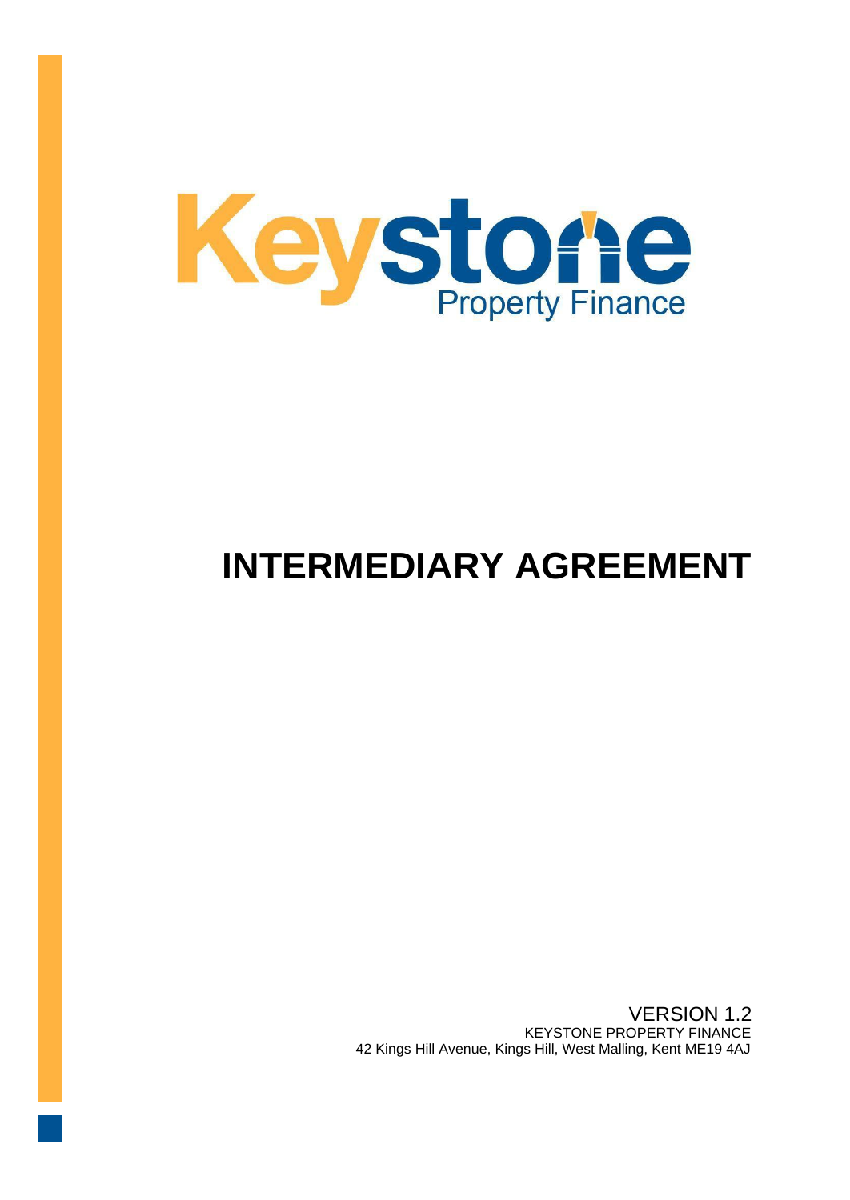Keystone

Property Finance

# INTERMEDIARY AGREEMENT

VERSION 1.2

KEYSTONE PROPERTY FINANCE

42 Kings Hill Avenue, Kings Hill, West Malling, Kent ME19 4AJ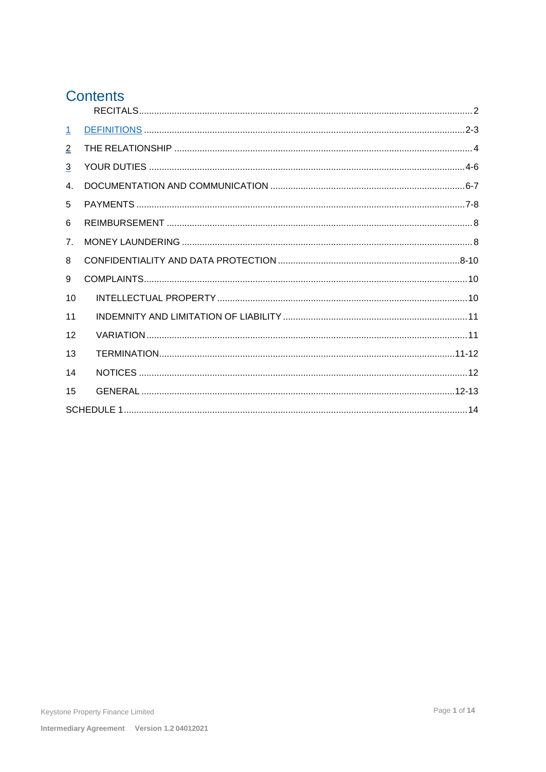# Contents

| | | |
|---|---|---|
| | RECITALS | 2 |
| 1 | DEFINITIONS | 2-3 |
| 2 | THE RELATIONSHIP | 4 |
| 3 | YOUR DUTIES | 4-6 |
| 4. | DOCUMENTATION AND COMMUNICATION | 6-7 |
| 5 | PAYMENTS | 7-8 |
| 6 | REIMBURSEMENT | 8 |
| 7. | MONEY LAUNDERING | 8 |
| 8 | CONFIDENTIALITY AND DATA PROTECTION | 8-10 |
| 9 | COMPLAINTS | 10 |
| 10 | INTELLECTUAL PROPERTY | 10 |
| 11 | INDEMNITY AND LIMITATION OF LIABILITY | 11 |
| 12 | VARIATION | 11 |
| 13 | TERMINATION | 11-12 |
| 14 | NOTICES | 12 |
| 15 | GENERAL | 12-13 |
| SCHEDULE 1 | | 14 |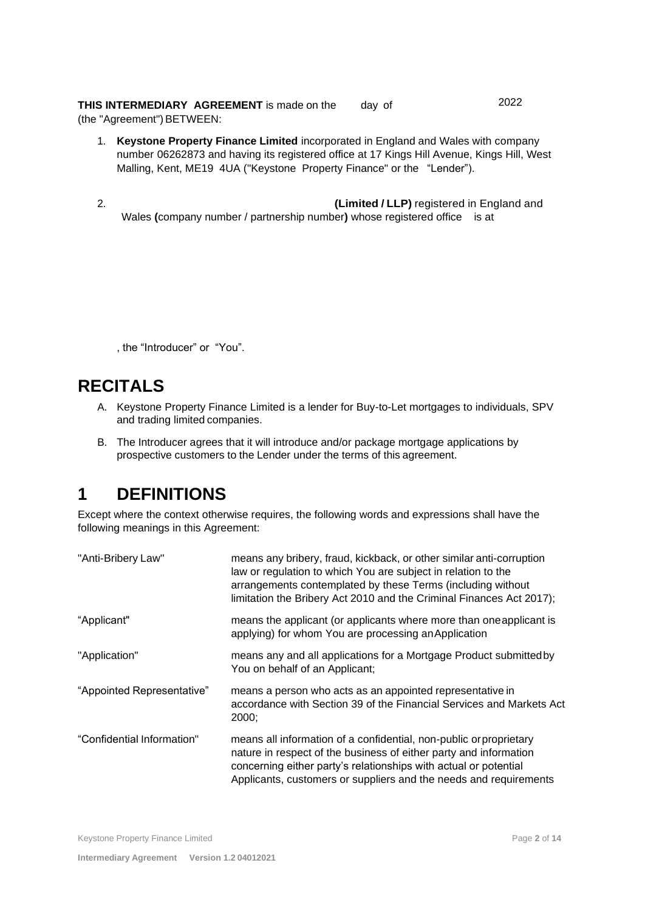**THIS INTERMEDIARY AGREEMENT** is made on the day of 2022 (the "Agreement") BETWEEN:

1. **Keystone Property Finance Limited** incorporated in England and Wales with company number 06262873 and having its registered office at 17 Kings Hill Avenue, Kings Hill, West Malling, Kent, ME19 4UA ("Keystone Property Finance" or the "Lender").

2. **(Limited / LLP)** registered in England and Wales **(**company number / partnership number**)** whose registered office is at

, the "Introducer" or "You".

# RECITALS

A. Keystone Property Finance Limited is a lender for Buy-to-Let mortgages to individuals, SPV and trading limited companies.

B. The Introducer agrees that it will introduce and/or package mortgage applications by prospective customers to the Lender under the terms of this agreement.

# 1 DEFINITIONS

Except where the context otherwise requires, the following words and expressions shall have the following meanings in this Agreement:

| | |
|---|---|
| "Anti-Bribery Law" | means any bribery, fraud, kickback, or other similar anti-corruption law or regulation to which You are subject in relation to the arrangements contemplated by these Terms (including without limitation the Bribery Act 2010 and the Criminal Finances Act 2017); |
| "Applicant" | means the applicant (or applicants where more than one applicant is applying) for whom You are processing an Application |
| "Application" | means any and all applications for a Mortgage Product submitted by You on behalf of an Applicant; |
| "Appointed Representative" | means a person who acts as an appointed representative in accordance with Section 39 of the Financial Services and Markets Act 2000; |
| "Confidential Information" | means all information of a confidential, non-public or proprietary nature in respect of the business of either party and information concerning either party's relationships with actual or potential Applicants, customers or suppliers and the needs and requirements |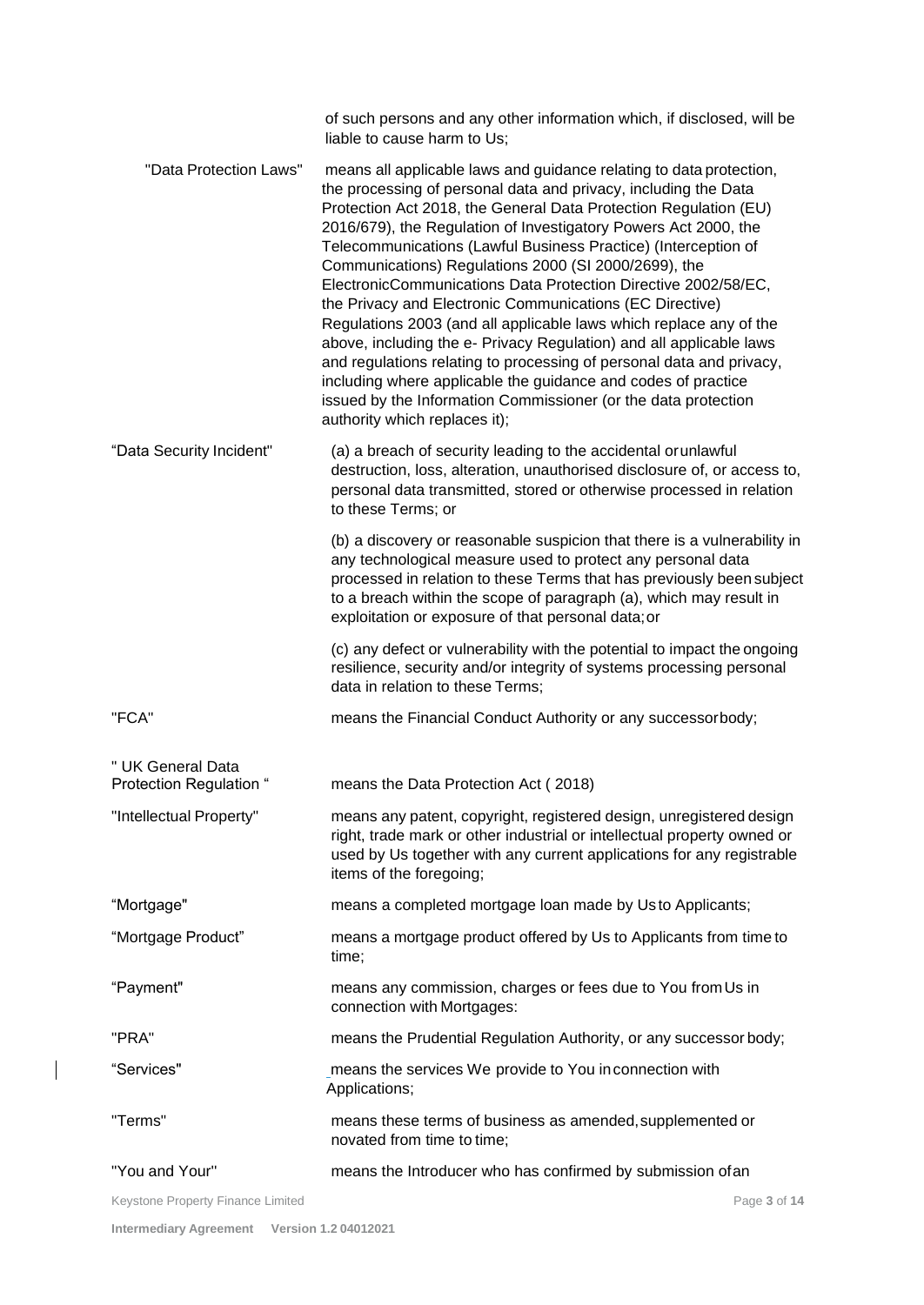|  | of such persons and any other information which, if disclosed, will be liable to cause harm to Us; |
| --- | --- |
| "Data Protection Laws" | means all applicable laws and guidance relating to data protection, the processing of personal data and privacy, including the Data Protection Act 2018, the General Data Protection Regulation (EU) 2016/679), the Regulation of Investigatory Powers Act 2000, the Telecommunications (Lawful Business Practice) (Interception of Communications) Regulations 2000 (SI 2000/2699), the ElectronicCommunications Data Protection Directive 2002/58/EC, the Privacy and Electronic Communications (EC Directive) Regulations 2003 (and all applicable laws which replace any of the above, including the e- Privacy Regulation) and all applicable laws and regulations relating to processing of personal data and privacy, including where applicable the guidance and codes of practice issued by the Information Commissioner (or the data protection authority which replaces it); |
| "Data Security Incident" | (a) a breach of security leading to the accidental orunlawful destruction, loss, alteration, unauthorised disclosure of, or access to, personal data transmitted, stored or otherwise processed in relation to these Terms; or<br><br>(b) a discovery or reasonable suspicion that there is a vulnerability in any technological measure used to protect any personal data processed in relation to these Terms that has previously been subject to a breach within the scope of paragraph (a), which may result in exploitation or exposure of that personal data;or<br><br>(c) any defect or vulnerability with the potential to impact the ongoing resilience, security and/or integrity of systems processing personal data in relation to these Terms; |
| "FCA" | means the Financial Conduct Authority or any successorbody; |
| " UK General Data Protection Regulation " | means the Data Protection Act ( 2018) |
| "Intellectual Property" | means any patent, copyright, registered design, unregistered design right, trade mark or other industrial or intellectual property owned or used by Us together with any current applications for any registrable items of the foregoing; |
| "Mortgage" | means a completed mortgage loan made by Usto Applicants; |
| "Mortgage Product" | means a mortgage product offered by Us to Applicants from time to time; |
| "Payment" | means any commission, charges or fees due to You fromUs in connection with Mortgages: |
| "PRA" | means the Prudential Regulation Authority, or any successor body; |
| "Services" | means the services We provide to You inconnection with Applications; |
| "Terms" | means these terms of business as amended,supplemented or novated from time to time; |
| "You and Your" | means the Introducer who has confirmed by submission ofan |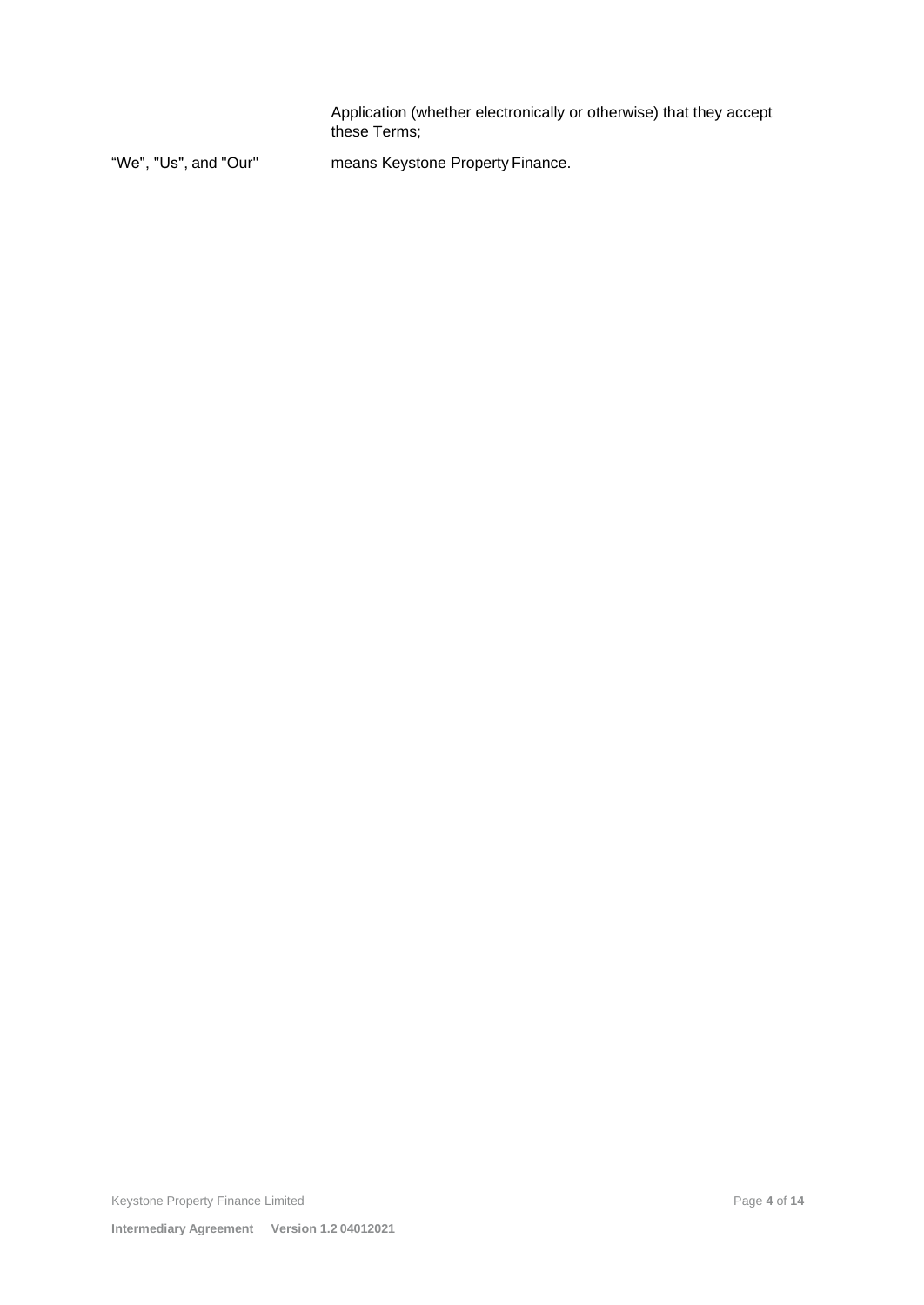| | |
|---|---|
| | Application (whether electronically or otherwise) that they accept these Terms; |
| “We", "Us", and "Our" | means Keystone Property Finance. |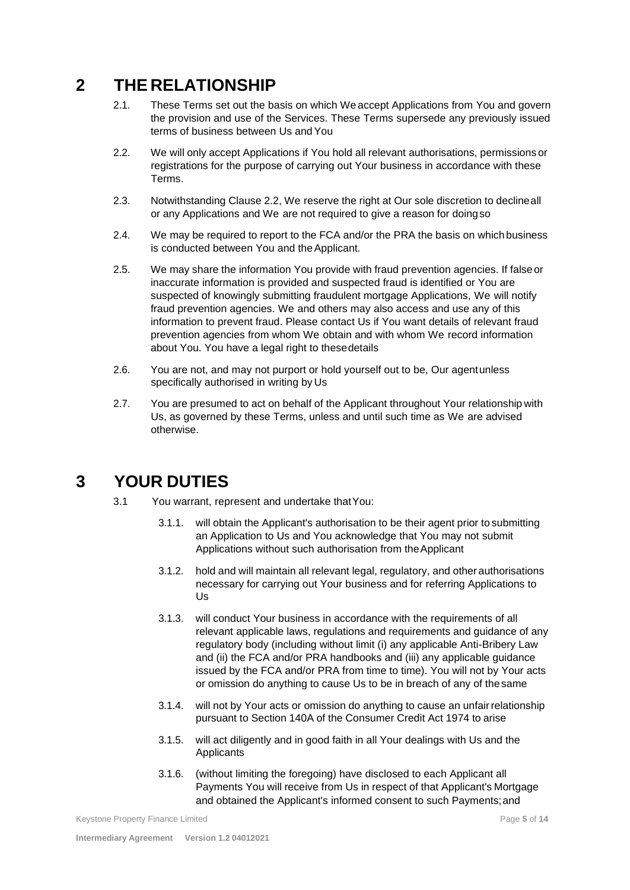# 2 THE RELATIONSHIP

2.1. These Terms set out the basis on which We accept Applications from You and govern the provision and use of the Services. These Terms supersede any previously issued terms of business between Us and You

2.2. We will only accept Applications if You hold all relevant authorisations, permissions or registrations for the purpose of carrying out Your business in accordance with these Terms.

2.3. Notwithstanding Clause 2.2, We reserve the right at Our sole discretion to decline all or any Applications and We are not required to give a reason for doing so

2.4. We may be required to report to the FCA and/or the PRA the basis on which business is conducted between You and the Applicant.

2.5. We may share the information You provide with fraud prevention agencies. If false or inaccurate information is provided and suspected fraud is identified or You are suspected of knowingly submitting fraudulent mortgage Applications, We will notify fraud prevention agencies. We and others may also access and use any of this information to prevent fraud. Please contact Us if You want details of relevant fraud prevention agencies from whom We obtain and with whom We record information about You. You have a legal right to these details

2.6. You are not, and may not purport or hold yourself out to be, Our agent unless specifically authorised in writing by Us

2.7. You are presumed to act on behalf of the Applicant throughout Your relationship with Us, as governed by these Terms, unless and until such time as We are advised otherwise.

# 3 YOUR DUTIES

3.1 You warrant, represent and undertake that You:

3.1.1. will obtain the Applicant's authorisation to be their agent prior to submitting an Application to Us and You acknowledge that You may not submit Applications without such authorisation from the Applicant

3.1.2. hold and will maintain all relevant legal, regulatory, and other authorisations necessary for carrying out Your business and for referring Applications to Us

3.1.3. will conduct Your business in accordance with the requirements of all relevant applicable laws, regulations and requirements and guidance of any regulatory body (including without limit (i) any applicable Anti-Bribery Law and (ii) the FCA and/or PRA handbooks and (iii) any applicable guidance issued by the FCA and/or PRA from time to time). You will not by Your acts or omission do anything to cause Us to be in breach of any of the same

3.1.4. will not by Your acts or omission do anything to cause an unfair relationship pursuant to Section 140A of the Consumer Credit Act 1974 to arise

3.1.5. will act diligently and in good faith in all Your dealings with Us and the Applicants

3.1.6. (without limiting the foregoing) have disclosed to each Applicant all Payments You will receive from Us in respect of that Applicant's Mortgage and obtained the Applicant's informed consent to such Payments; and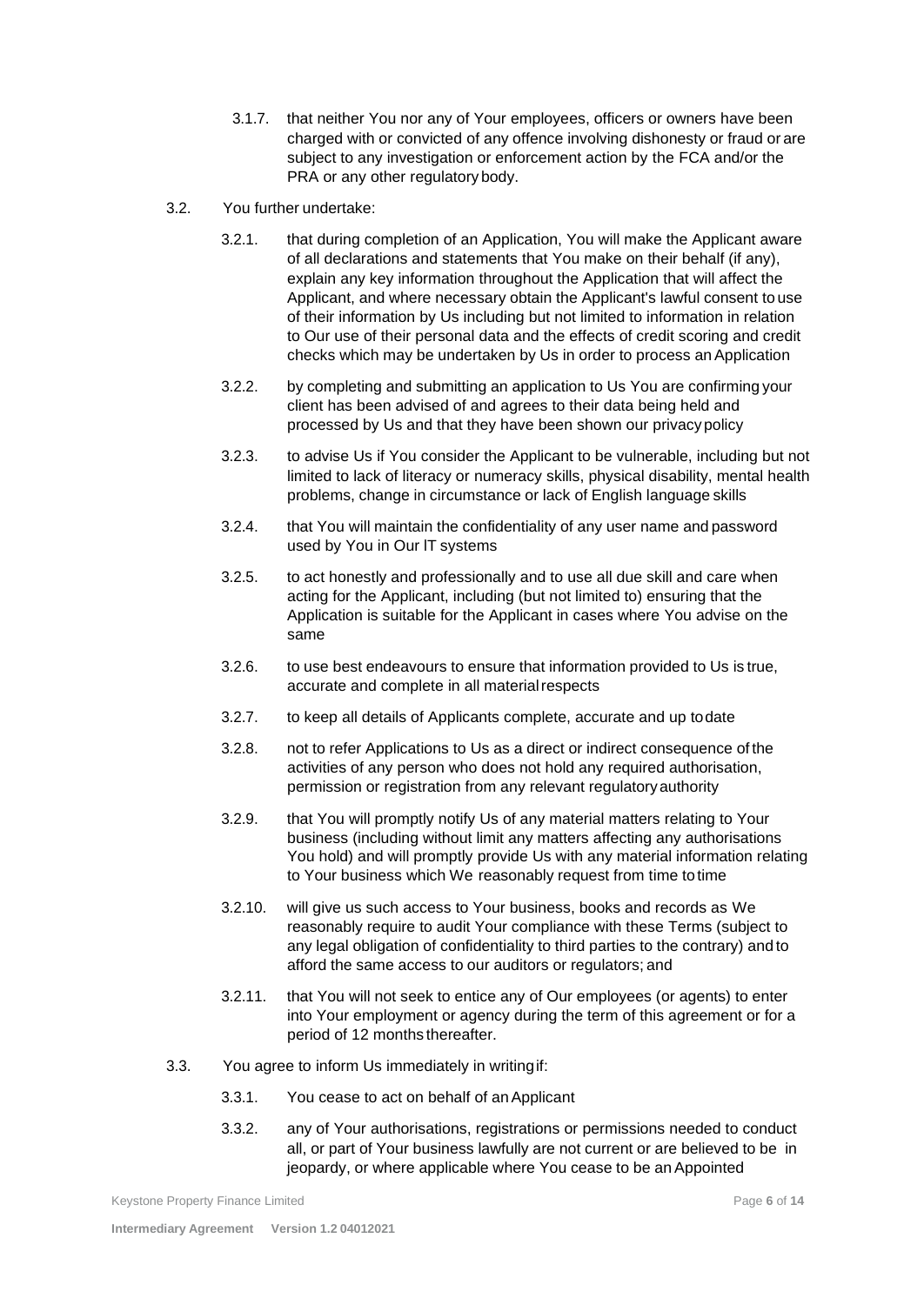3.1.7. that neither You nor any of Your employees, officers or owners have been charged with or convicted of any offence involving dishonesty or fraud or are subject to any investigation or enforcement action by the FCA and/or the PRA or any other regulatory body.

3.2. You further undertake:

3.2.1. that during completion of an Application, You will make the Applicant aware of all declarations and statements that You make on their behalf (if any), explain any key information throughout the Application that will affect the Applicant, and where necessary obtain the Applicant's lawful consent to use of their information by Us including but not limited to information in relation to Our use of their personal data and the effects of credit scoring and credit checks which may be undertaken by Us in order to process an Application

3.2.2. by completing and submitting an application to Us You are confirming your client has been advised of and agrees to their data being held and processed by Us and that they have been shown our privacy policy

3.2.3. to advise Us if You consider the Applicant to be vulnerable, including but not limited to lack of literacy or numeracy skills, physical disability, mental health problems, change in circumstance or lack of English language skills

3.2.4. that You will maintain the confidentiality of any user name and password used by You in Our IT systems

3.2.5. to act honestly and professionally and to use all due skill and care when acting for the Applicant, including (but not limited to) ensuring that the Application is suitable for the Applicant in cases where You advise on the same

3.2.6. to use best endeavours to ensure that information provided to Us is true, accurate and complete in all material respects

3.2.7. to keep all details of Applicants complete, accurate and up to date

3.2.8. not to refer Applications to Us as a direct or indirect consequence of the activities of any person who does not hold any required authorisation, permission or registration from any relevant regulatory authority

3.2.9. that You will promptly notify Us of any material matters relating to Your business (including without limit any matters affecting any authorisations You hold) and will promptly provide Us with any material information relating to Your business which We reasonably request from time to time

3.2.10. will give us such access to Your business, books and records as We reasonably require to audit Your compliance with these Terms (subject to any legal obligation of confidentiality to third parties to the contrary) and to afford the same access to our auditors or regulators; and

3.2.11. that You will not seek to entice any of Our employees (or agents) to enter into Your employment or agency during the term of this agreement or for a period of 12 months thereafter.

3.3. You agree to inform Us immediately in writing if:

3.3.1. You cease to act on behalf of an Applicant

3.3.2. any of Your authorisations, registrations or permissions needed to conduct all, or part of Your business lawfully are not current or are believed to be in jeopardy, or where applicable where You cease to be an Appointed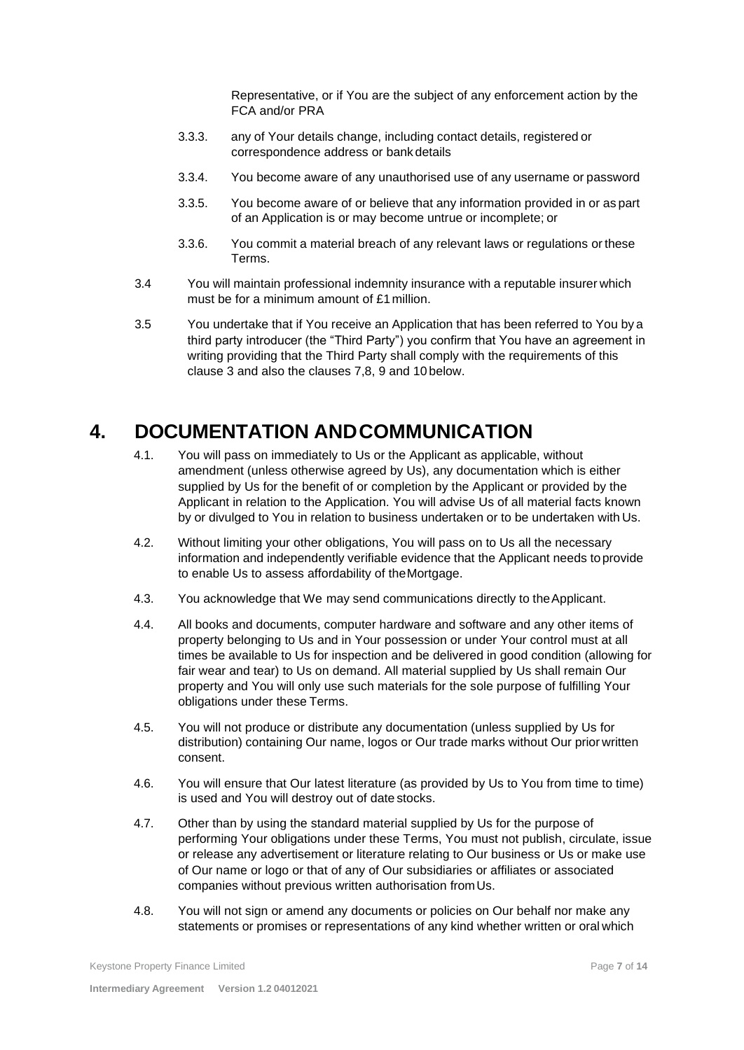Representative, or if You are the subject of any enforcement action by the FCA and/or PRA

3.3.3. any of Your details change, including contact details, registered or correspondence address or bank details

3.3.4. You become aware of any unauthorised use of any username or password

3.3.5. You become aware of or believe that any information provided in or as part of an Application is or may become untrue or incomplete; or

3.3.6. You commit a material breach of any relevant laws or regulations or these Terms.

3.4 You will maintain professional indemnity insurance with a reputable insurer which must be for a minimum amount of £1 million.

3.5 You undertake that if You receive an Application that has been referred to You by a third party introducer (the "Third Party") you confirm that You have an agreement in writing providing that the Third Party shall comply with the requirements of this clause 3 and also the clauses 7,8, 9 and 10 below.

# 4. DOCUMENTATION AND COMMUNICATION

4.1. You will pass on immediately to Us or the Applicant as applicable, without amendment (unless otherwise agreed by Us), any documentation which is either supplied by Us for the benefit of or completion by the Applicant or provided by the Applicant in relation to the Application. You will advise Us of all material facts known by or divulged to You in relation to business undertaken or to be undertaken with Us.

4.2. Without limiting your other obligations, You will pass on to Us all the necessary information and independently verifiable evidence that the Applicant needs to provide to enable Us to assess affordability of the Mortgage.

4.3. You acknowledge that We may send communications directly to the Applicant.

4.4. All books and documents, computer hardware and software and any other items of property belonging to Us and in Your possession or under Your control must at all times be available to Us for inspection and be delivered in good condition (allowing for fair wear and tear) to Us on demand. All material supplied by Us shall remain Our property and You will only use such materials for the sole purpose of fulfilling Your obligations under these Terms.

4.5. You will not produce or distribute any documentation (unless supplied by Us for distribution) containing Our name, logos or Our trade marks without Our prior written consent.

4.6. You will ensure that Our latest literature (as provided by Us to You from time to time) is used and You will destroy out of date stocks.

4.7. Other than by using the standard material supplied by Us for the purpose of performing Your obligations under these Terms, You must not publish, circulate, issue or release any advertisement or literature relating to Our business or Us or make use of Our name or logo or that of any of Our subsidiaries or affiliates or associated companies without previous written authorisation from Us.

4.8. You will not sign or amend any documents or policies on Our behalf nor make any statements or promises or representations of any kind whether written or oral which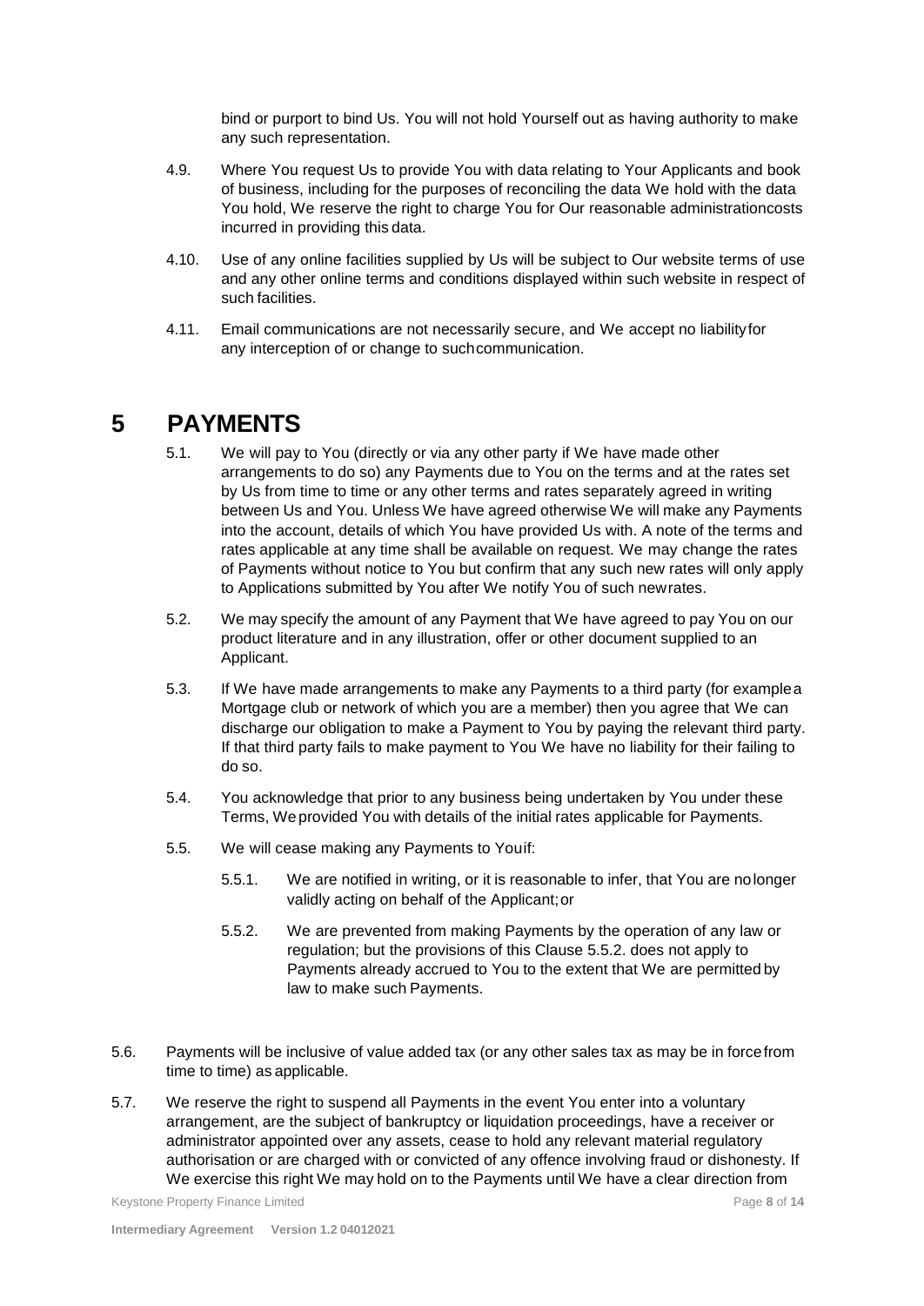bind or purport to bind Us. You will not hold Yourself out as having authority to make any such representation.

4.9. Where You request Us to provide You with data relating to Your Applicants and book of business, including for the purposes of reconciling the data We hold with the data You hold, We reserve the right to charge You for Our reasonable administrationcosts incurred in providing this data.

4.10. Use of any online facilities supplied by Us will be subject to Our website terms of use and any other online terms and conditions displayed within such website in respect of such facilities.

4.11. Email communications are not necessarily secure, and We accept no liabilityfor any interception of or change to suchcommunication.

# 5 PAYMENTS

5.1. We will pay to You (directly or via any other party if We have made other arrangements to do so) any Payments due to You on the terms and at the rates set by Us from time to time or any other terms and rates separately agreed in writing between Us and You. Unless We have agreed otherwise We will make any Payments into the account, details of which You have provided Us with. A note of the terms and rates applicable at any time shall be available on request. We may change the rates of Payments without notice to You but confirm that any such new rates will only apply to Applications submitted by You after We notify You of such newrates.

5.2. We may specify the amount of any Payment that We have agreed to pay You on our product literature and in any illustration, offer or other document supplied to an Applicant.

5.3. If We have made arrangements to make any Payments to a third party (for examplea Mortgage club or network of which you are a member) then you agree that We can discharge our obligation to make a Payment to You by paying the relevant third party. If that third party fails to make payment to You We have no liability for their failing to do so.

5.4. You acknowledge that prior to any business being undertaken by You under these Terms, Weprovided You with details of the initial rates applicable for Payments.

5.5. We will cease making any Payments to Youif:

5.5.1. We are notified in writing, or it is reasonable to infer, that You are nolonger validly acting on behalf of the Applicant;or

5.5.2. We are prevented from making Payments by the operation of any law or regulation; but the provisions of this Clause 5.5.2. does not apply to Payments already accrued to You to the extent that We are permitted by law to make such Payments.

5.6. Payments will be inclusive of value added tax (or any other sales tax as may be in forcefrom time to time) as applicable.

5.7. We reserve the right to suspend all Payments in the event You enter into a voluntary arrangement, are the subject of bankruptcy or liquidation proceedings, have a receiver or administrator appointed over any assets, cease to hold any relevant material regulatory authorisation or are charged with or convicted of any offence involving fraud or dishonesty. If We exercise this right We may hold on to the Payments until We have a clear direction from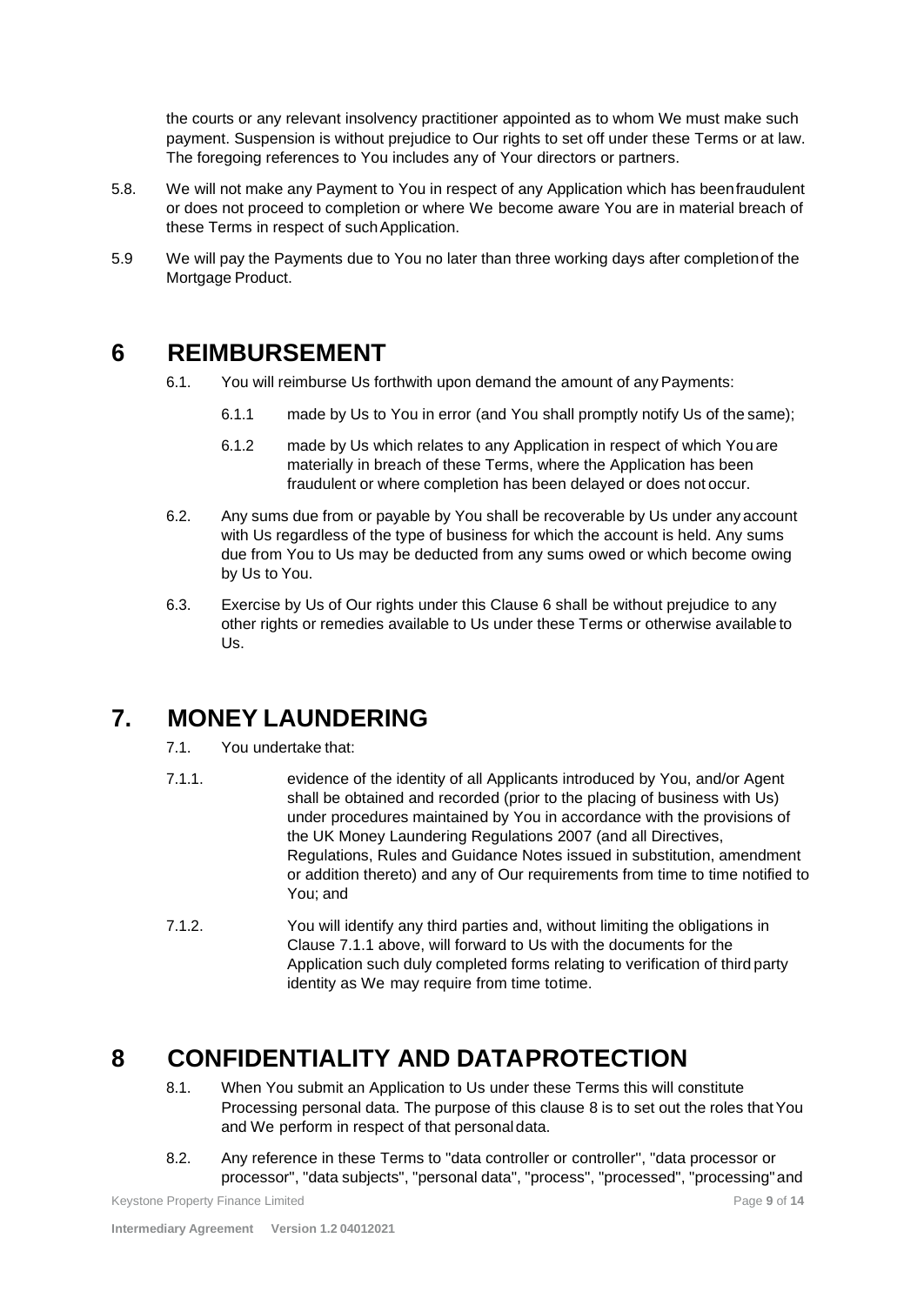the courts or any relevant insolvency practitioner appointed as to whom We must make such payment. Suspension is without prejudice to Our rights to set off under these Terms or at law. The foregoing references to You includes any of Your directors or partners.

5.8. We will not make any Payment to You in respect of any Application which has been fraudulent or does not proceed to completion or where We become aware You are in material breach of these Terms in respect of such Application.

5.9 We will pay the Payments due to You no later than three working days after completion of the Mortgage Product.

# 6 REIMBURSEMENT

6.1. You will reimburse Us forthwith upon demand the amount of any Payments:

6.1.1 made by Us to You in error (and You shall promptly notify Us of the same);

6.1.2 made by Us which relates to any Application in respect of which You are materially in breach of these Terms, where the Application has been fraudulent or where completion has been delayed or does not occur.

6.2. Any sums due from or payable by You shall be recoverable by Us under any account with Us regardless of the type of business for which the account is held. Any sums due from You to Us may be deducted from any sums owed or which become owing by Us to You.

6.3. Exercise by Us of Our rights under this Clause 6 shall be without prejudice to any other rights or remedies available to Us under these Terms or otherwise available to Us.

# 7. MONEY LAUNDERING

7.1. You undertake that:

7.1.1. evidence of the identity of all Applicants introduced by You, and/or Agent shall be obtained and recorded (prior to the placing of business with Us) under procedures maintained by You in accordance with the provisions of the UK Money Laundering Regulations 2007 (and all Directives, Regulations, Rules and Guidance Notes issued in substitution, amendment or addition thereto) and any of Our requirements from time to time notified to You; and

7.1.2. You will identify any third parties and, without limiting the obligations in Clause 7.1.1 above, will forward to Us with the documents for the Application such duly completed forms relating to verification of third party identity as We may require from time to time.

# 8 CONFIDENTIALITY AND DATAPROTECTION

8.1. When You submit an Application to Us under these Terms this will constitute Processing personal data. The purpose of this clause 8 is to set out the roles that You and We perform in respect of that personal data.

8.2. Any reference in these Terms to "data controller or controller", "data processor or processor", "data subjects", "personal data", "process", "processed", "processing" and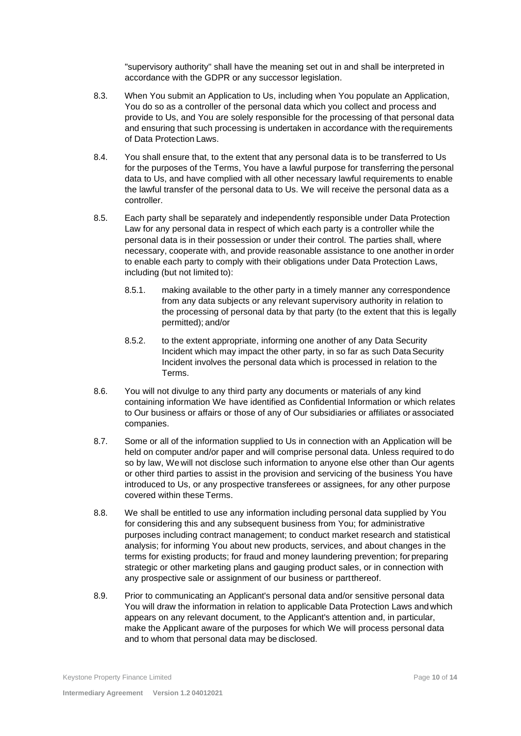"supervisory authority" shall have the meaning set out in and shall be interpreted in accordance with the GDPR or any successor legislation.

8.3. When You submit an Application to Us, including when You populate an Application, You do so as a controller of the personal data which you collect and process and provide to Us, and You are solely responsible for the processing of that personal data and ensuring that such processing is undertaken in accordance with the requirements of Data Protection Laws.

8.4. You shall ensure that, to the extent that any personal data is to be transferred to Us for the purposes of the Terms, You have a lawful purpose for transferring the personal data to Us, and have complied with all other necessary lawful requirements to enable the lawful transfer of the personal data to Us. We will receive the personal data as a controller.

8.5. Each party shall be separately and independently responsible under Data Protection Law for any personal data in respect of which each party is a controller while the personal data is in their possession or under their control. The parties shall, where necessary, cooperate with, and provide reasonable assistance to one another in order to enable each party to comply with their obligations under Data Protection Laws, including (but not limited to):

8.5.1. making available to the other party in a timely manner any correspondence from any data subjects or any relevant supervisory authority in relation to the processing of personal data by that party (to the extent that this is legally permitted); and/or

8.5.2. to the extent appropriate, informing one another of any Data Security Incident which may impact the other party, in so far as such Data Security Incident involves the personal data which is processed in relation to the Terms.

8.6. You will not divulge to any third party any documents or materials of any kind containing information We have identified as Confidential Information or which relates to Our business or affairs or those of any of Our subsidiaries or affiliates or associated companies.

8.7. Some or all of the information supplied to Us in connection with an Application will be held on computer and/or paper and will comprise personal data. Unless required to do so by law, We will not disclose such information to anyone else other than Our agents or other third parties to assist in the provision and servicing of the business You have introduced to Us, or any prospective transferees or assignees, for any other purpose covered within these Terms.

8.8. We shall be entitled to use any information including personal data supplied by You for considering this and any subsequent business from You; for administrative purposes including contract management; to conduct market research and statistical analysis; for informing You about new products, services, and about changes in the terms for existing products; for fraud and money laundering prevention; for preparing strategic or other marketing plans and gauging product sales, or in connection with any prospective sale or assignment of our business or part thereof.

8.9. Prior to communicating an Applicant's personal data and/or sensitive personal data You will draw the information in relation to applicable Data Protection Laws and which appears on any relevant document, to the Applicant's attention and, in particular, make the Applicant aware of the purposes for which We will process personal data and to whom that personal data may be disclosed.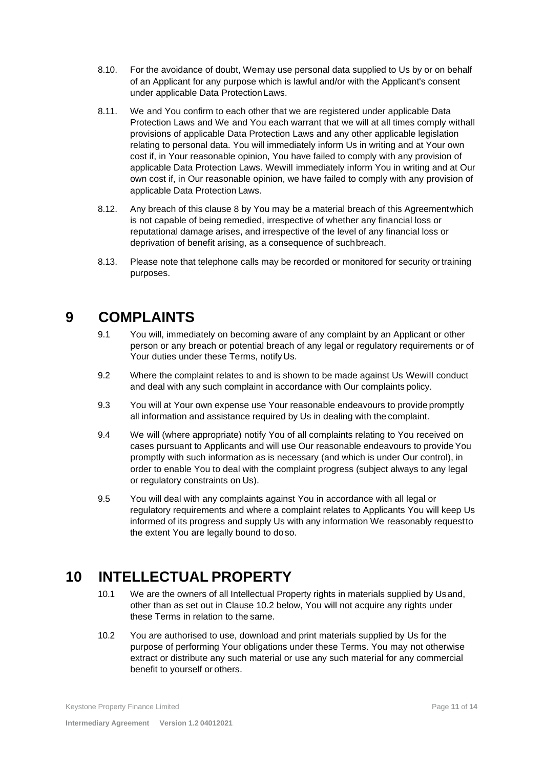8.10. For the avoidance of doubt, We may use personal data supplied to Us by or on behalf of an Applicant for any purpose which is lawful and/or with the Applicant's consent under applicable Data Protection Laws.

8.11. We and You confirm to each other that we are registered under applicable Data Protection Laws and We and You each warrant that we will at all times comply with all provisions of applicable Data Protection Laws and any other applicable legislation relating to personal data. You will immediately inform Us in writing and at Your own cost if, in Your reasonable opinion, You have failed to comply with any provision of applicable Data Protection Laws. We will immediately inform You in writing and at Our own cost if, in Our reasonable opinion, we have failed to comply with any provision of applicable Data Protection Laws.

8.12. Any breach of this clause 8 by You may be a material breach of this Agreement which is not capable of being remedied, irrespective of whether any financial loss or reputational damage arises, and irrespective of the level of any financial loss or deprivation of benefit arising, as a consequence of such breach.

8.13. Please note that telephone calls may be recorded or monitored for security or training purposes.

# 9 COMPLAINTS

9.1 You will, immediately on becoming aware of any complaint by an Applicant or other person or any breach or potential breach of any legal or regulatory requirements or of Your duties under these Terms, notify Us.

9.2 Where the complaint relates to and is shown to be made against Us We will conduct and deal with any such complaint in accordance with Our complaints policy.

9.3 You will at Your own expense use Your reasonable endeavours to provide promptly all information and assistance required by Us in dealing with the complaint.

9.4 We will (where appropriate) notify You of all complaints relating to You received on cases pursuant to Applicants and will use Our reasonable endeavours to provide You promptly with such information as is necessary (and which is under Our control), in order to enable You to deal with the complaint progress (subject always to any legal or regulatory constraints on Us).

9.5 You will deal with any complaints against You in accordance with all legal or regulatory requirements and where a complaint relates to Applicants You will keep Us informed of its progress and supply Us with any information We reasonably request to the extent You are legally bound to do so.

# 10 INTELLECTUAL PROPERTY

10.1 We are the owners of all Intellectual Property rights in materials supplied by Us and, other than as set out in Clause 10.2 below, You will not acquire any rights under these Terms in relation to the same.

10.2 You are authorised to use, download and print materials supplied by Us for the purpose of performing Your obligations under these Terms. You may not otherwise extract or distribute any such material or use any such material for any commercial benefit to yourself or others.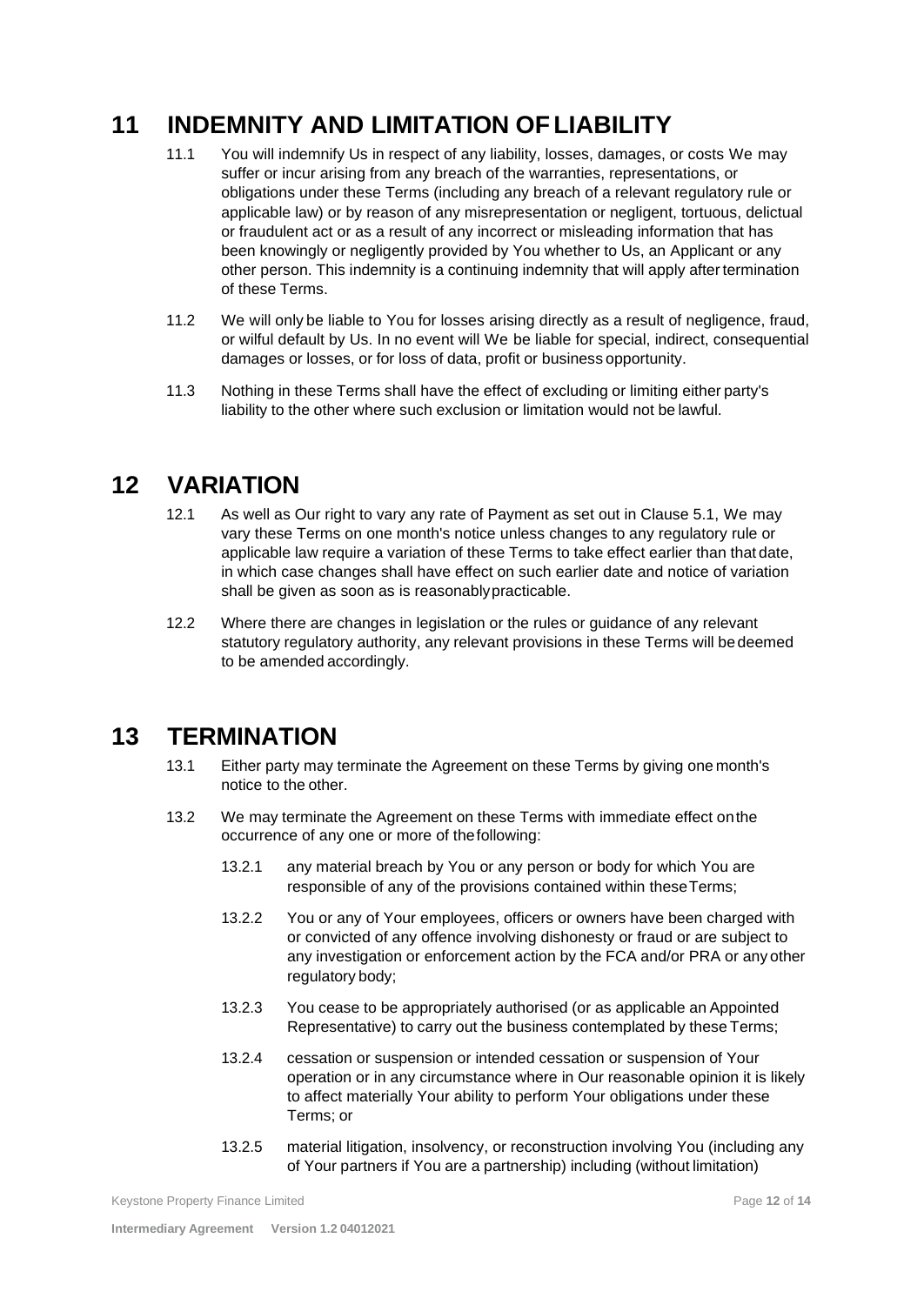# 11 INDEMNITY AND LIMITATION OF LIABILITY

11.1 You will indemnify Us in respect of any liability, losses, damages, or costs We may suffer or incur arising from any breach of the warranties, representations, or obligations under these Terms (including any breach of a relevant regulatory rule or applicable law) or by reason of any misrepresentation or negligent, tortuous, delictual or fraudulent act or as a result of any incorrect or misleading information that has been knowingly or negligently provided by You whether to Us, an Applicant or any other person. This indemnity is a continuing indemnity that will apply after termination of these Terms.

11.2 We will only be liable to You for losses arising directly as a result of negligence, fraud, or wilful default by Us. In no event will We be liable for special, indirect, consequential damages or losses, or for loss of data, profit or business opportunity.

11.3 Nothing in these Terms shall have the effect of excluding or limiting either party's liability to the other where such exclusion or limitation would not be lawful.

# 12 VARIATION

12.1 As well as Our right to vary any rate of Payment as set out in Clause 5.1, We may vary these Terms on one month's notice unless changes to any regulatory rule or applicable law require a variation of these Terms to take effect earlier than that date, in which case changes shall have effect on such earlier date and notice of variation shall be given as soon as is reasonably practicable.

12.2 Where there are changes in legislation or the rules or guidance of any relevant statutory regulatory authority, any relevant provisions in these Terms will be deemed to be amended accordingly.

# 13 TERMINATION

13.1 Either party may terminate the Agreement on these Terms by giving one month's notice to the other.

13.2 We may terminate the Agreement on these Terms with immediate effect on the occurrence of any one or more of the following:

13.2.1 any material breach by You or any person or body for which You are responsible of any of the provisions contained within these Terms;

13.2.2 You or any of Your employees, officers or owners have been charged with or convicted of any offence involving dishonesty or fraud or are subject to any investigation or enforcement action by the FCA and/or PRA or any other regulatory body;

13.2.3 You cease to be appropriately authorised (or as applicable an Appointed Representative) to carry out the business contemplated by these Terms;

13.2.4 cessation or suspension or intended cessation or suspension of Your operation or in any circumstance where in Our reasonable opinion it is likely to affect materially Your ability to perform Your obligations under these Terms; or

13.2.5 material litigation, insolvency, or reconstruction involving You (including any of Your partners if You are a partnership) including (without limitation)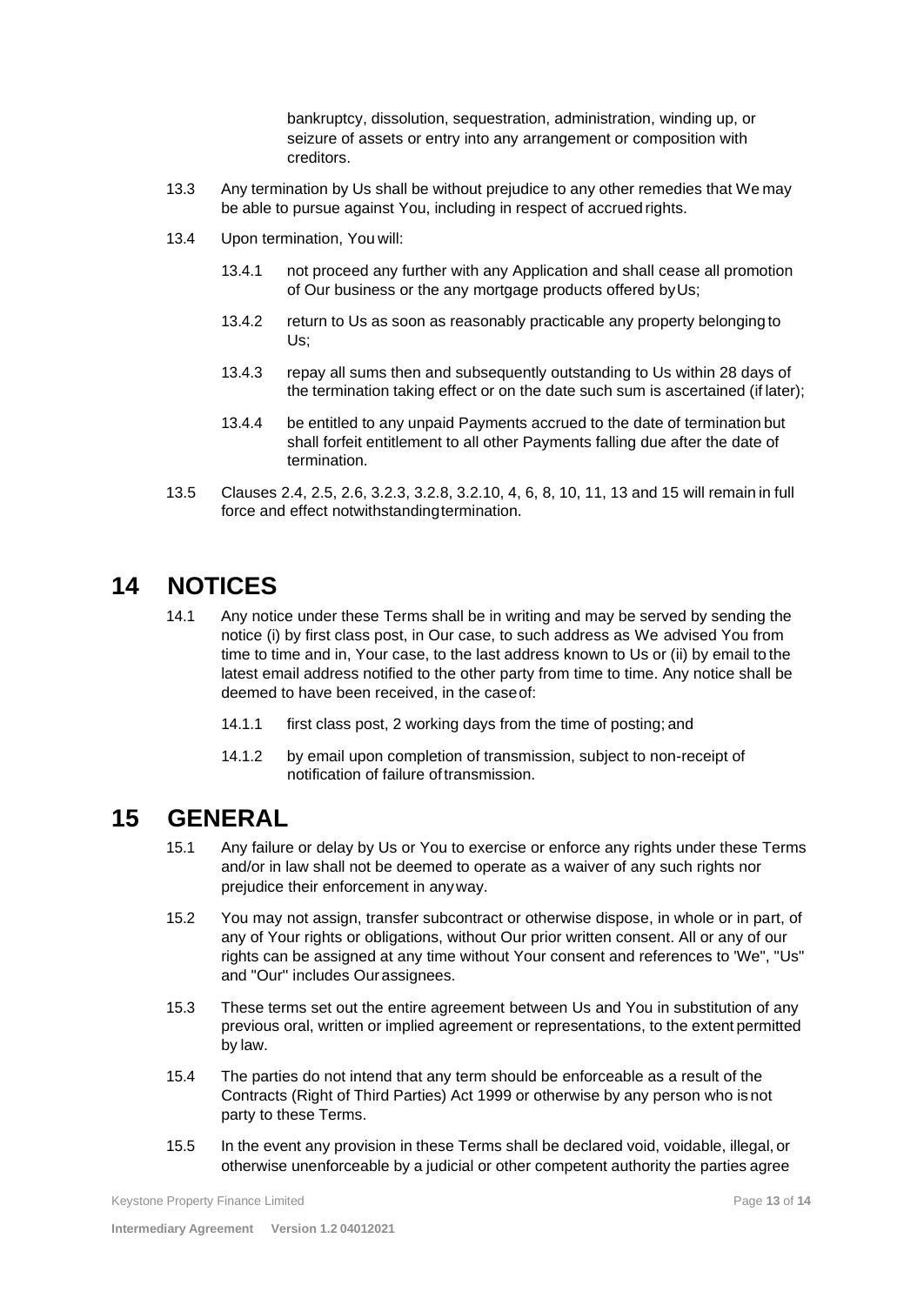bankruptcy, dissolution, sequestration, administration, winding up, or seizure of assets or entry into any arrangement or composition with creditors.

13.3 Any termination by Us shall be without prejudice to any other remedies that We may be able to pursue against You, including in respect of accrued rights.

13.4 Upon termination, You will:

13.4.1 not proceed any further with any Application and shall cease all promotion of Our business or the any mortgage products offered by Us;

13.4.2 return to Us as soon as reasonably practicable any property belonging to Us;

13.4.3 repay all sums then and subsequently outstanding to Us within 28 days of the termination taking effect or on the date such sum is ascertained (if later);

13.4.4 be entitled to any unpaid Payments accrued to the date of termination but shall forfeit entitlement to all other Payments falling due after the date of termination.

13.5 Clauses 2.4, 2.5, 2.6, 3.2.3, 3.2.8, 3.2.10, 4, 6, 8, 10, 11, 13 and 15 will remain in full force and effect notwithstanding termination.

# 14 NOTICES

14.1 Any notice under these Terms shall be in writing and may be served by sending the notice (i) by first class post, in Our case, to such address as We advised You from time to time and in, Your case, to the last address known to Us or (ii) by email to the latest email address notified to the other party from time to time. Any notice shall be deemed to have been received, in the case of:

14.1.1 first class post, 2 working days from the time of posting; and

14.1.2 by email upon completion of transmission, subject to non-receipt of notification of failure of transmission.

# 15 GENERAL

15.1 Any failure or delay by Us or You to exercise or enforce any rights under these Terms and/or in law shall not be deemed to operate as a waiver of any such rights nor prejudice their enforcement in any way.

15.2 You may not assign, transfer subcontract or otherwise dispose, in whole or in part, of any of Your rights or obligations, without Our prior written consent. All or any of our rights can be assigned at any time without Your consent and references to 'We", "Us" and "Our" includes Our assignees.

15.3 These terms set out the entire agreement between Us and You in substitution of any previous oral, written or implied agreement or representations, to the extent permitted by law.

15.4 The parties do not intend that any term should be enforceable as a result of the Contracts (Right of Third Parties) Act 1999 or otherwise by any person who is not party to these Terms.

15.5 In the event any provision in these Terms shall be declared void, voidable, illegal, or otherwise unenforceable by a judicial or other competent authority the parties agree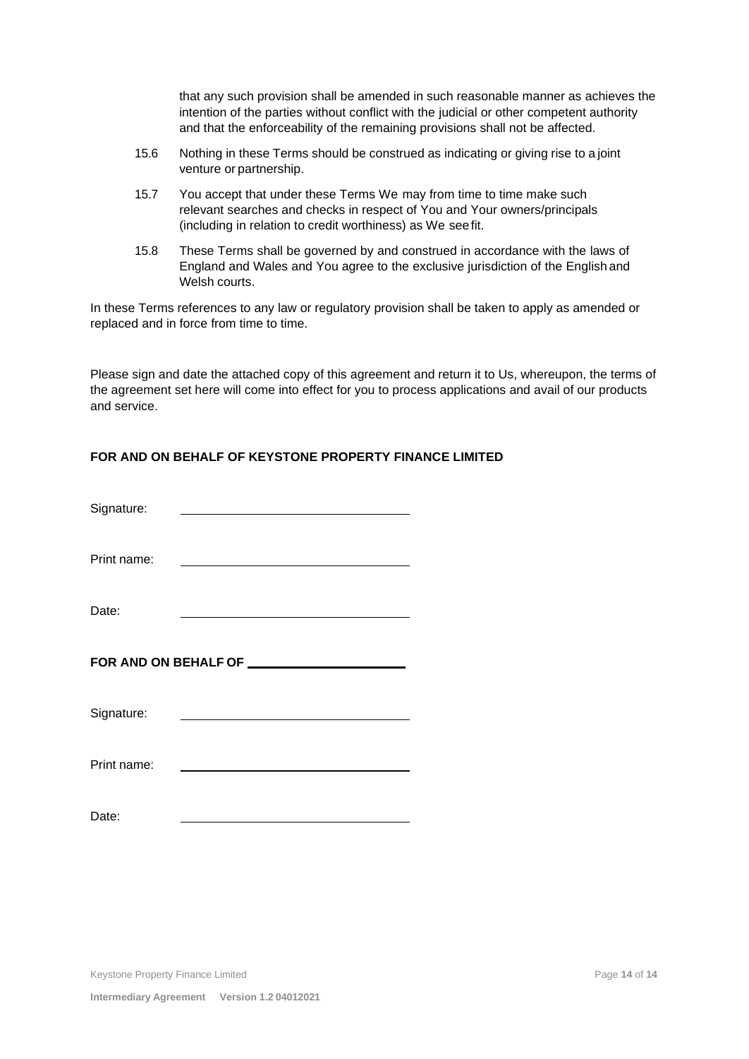that any such provision shall be amended in such reasonable manner as achieves the intention of the parties without conflict with the judicial or other competent authority and that the enforceability of the remaining provisions shall not be affected.

15.6 Nothing in these Terms should be construed as indicating or giving rise to a joint venture or partnership.

15.7 You accept that under these Terms We may from time to time make such relevant searches and checks in respect of You and Your owners/principals (including in relation to credit worthiness) as We see fit.

15.8 These Terms shall be governed by and construed in accordance with the laws of England and Wales and You agree to the exclusive jurisdiction of the English and Welsh courts.

In these Terms references to any law or regulatory provision shall be taken to apply as amended or replaced and in force from time to time.

Please sign and date the attached copy of this agreement and return it to Us, whereupon, the terms of the agreement set here will come into effect for you to process applications and avail of our products and service.

**FOR AND ON BEHALF OF KEYSTONE PROPERTY FINANCE LIMITED**

Signature: ________________________________

Print name: ________________________________

Date: ________________________________

**FOR AND ON BEHALF OF ______________________**

Signature: ________________________________

Print name: ________________________________

Date: ________________________________

**Intermediary Agreement Version 1.2 04012021**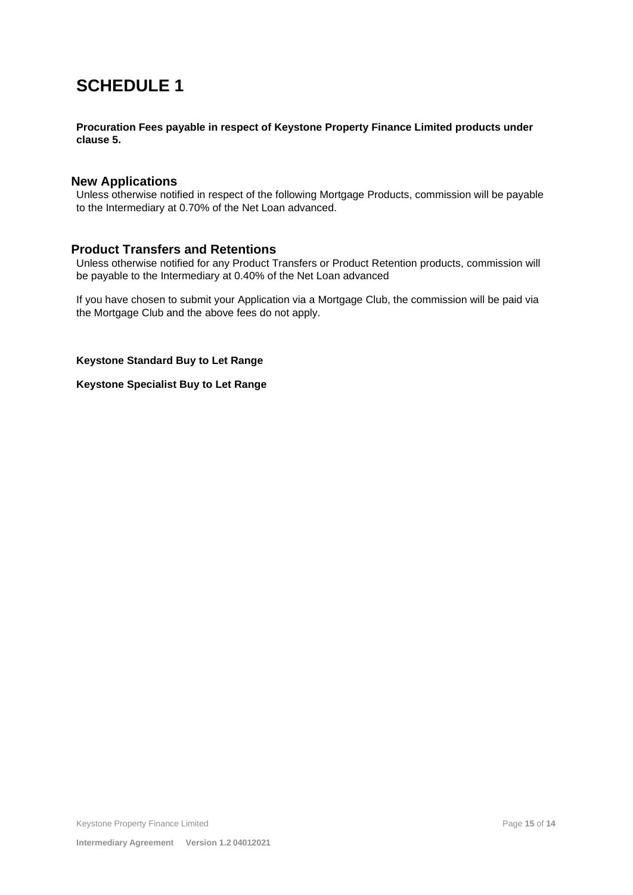# SCHEDULE 1

**Procuration Fees payable in respect of Keystone Property Finance Limited products under clause 5.**

## New Applications

Unless otherwise notified in respect of the following Mortgage Products, commission will be payable to the Intermediary at 0.70% of the Net Loan advanced.

## Product Transfers and Retentions

Unless otherwise notified for any Product Transfers or Product Retention products, commission will be payable to the Intermediary at 0.40% of the Net Loan advanced

If you have chosen to submit your Application via a Mortgage Club, the commission will be paid via the Mortgage Club and the above fees do not apply.

**Keystone Standard Buy to Let Range**

**Keystone Specialist Buy to Let Range**